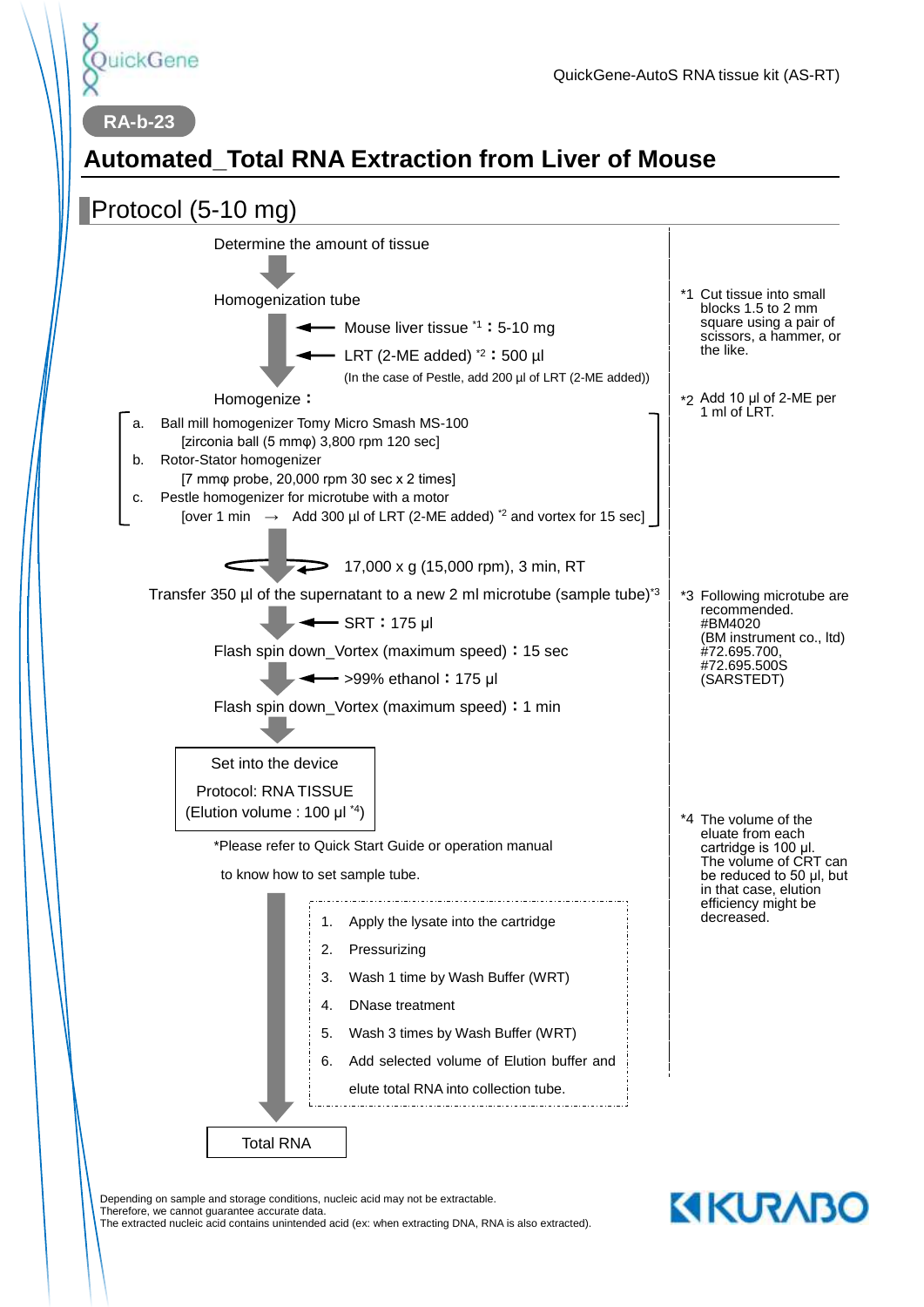QuickGene

QuickGene-AutoS RNA tissue kit (AS-RT)

**RA-b-23**

# Automated_Total RNA Extraction from Liver of Mouse

## Protocol (5-10 mg)

Determine the amount of tissue

↓

Homogenization tube

- ← Mouse liver tissue [*1] : 5-10 mg
- ← LRT (2-ME added) [*2] : 500 µl

(In the case of Pestle, add 200 µl of LRT (2-ME added))

↓

Homogenize :

a. Ball mill homogenizer Tomy Micro Smash MS-100
   [zirconia ball (5 mmφ) 3,800 rpm 120 sec]
b. Rotor-Stator homogenizer
   [7 mmφ probe, 20,000 rpm 30 sec x 2 times]
c. Pestle homogenizer for microtube with a motor
   [over 1 min → Add 300 µl of LRT (2-ME added) [*2] and vortex for 15 sec]

↓ 17,000 x g (15,000 rpm), 3 min, RT

Transfer 350 µl of the supernatant to a new 2 ml microtube (sample tube)[*3]

- ← SRT : 175 µl

Flash spin down_Vortex (maximum speed) : 15 sec

- ← >99% ethanol : 175 µl

Flash spin down_Vortex (maximum speed) : 1 min

↓

Set into the device
Protocol: RNA TISSUE
(Elution volume : 100 µl [*4])

*Please refer to Quick Start Guide or operation manual to know how to set sample tube.

1. Apply the lysate into the cartridge
2. Pressurizing
3. Wash 1 time by Wash Buffer (WRT)
4. DNase treatment
5. Wash 3 times by Wash Buffer (WRT)
6. Add selected volume of Elution buffer and elute total RNA into collection tube.

↓

Total RNA

---

*1 Cut tissue into small blocks 1.5 to 2 mm square using a pair of scissors, a hammer, or the like.

*2 Add 10 µl of 2-ME per 1 ml of LRT.

*3 Following microtube are recommended.
#BM4020
(BM instrument co., ltd)
#72.695.700,
#72.695.500S
(SARSTEDT)

*4 The volume of the eluate from each cartridge is 100 µl. The volume of CRT can be reduced to 50 µl, but in that case, elution efficiency might be decreased.

---

Depending on sample and storage conditions, nucleic acid may not be extractable.
Therefore, we cannot guarantee accurate data.
The extracted nucleic acid contains unintended acid (ex: when extracting DNA, RNA is also extracted).

KURABO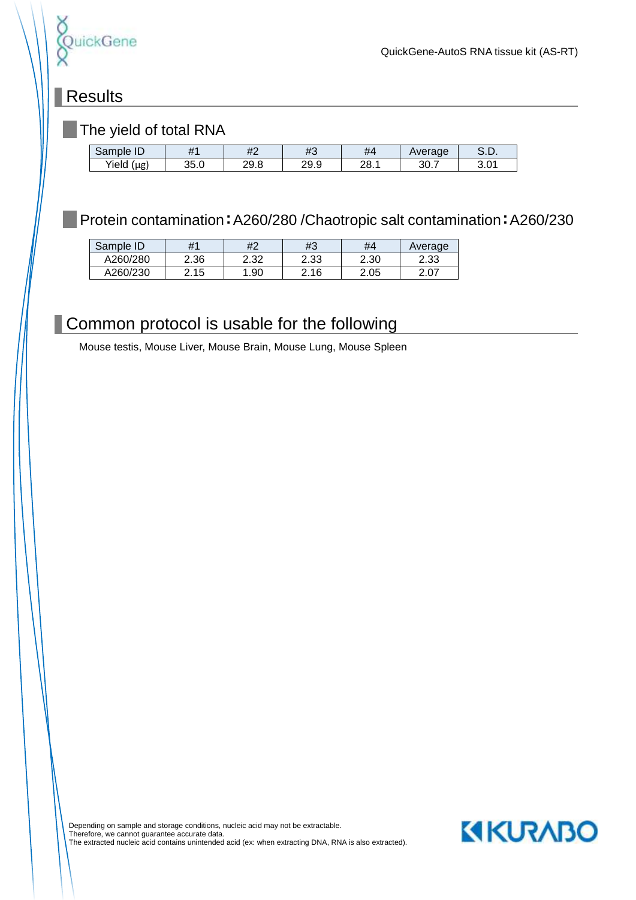# Results

## The yield of total RNA

| Sample ID | #1 | #2 | #3 | #4 | Average | S.D. |
|---|---|---|---|---|---|---|
| Yield (μg) | 35.0 | 29.8 | 29.9 | 28.1 | 30.7 | 3.01 |

## Protein contamination：A260/280 /Chaotropic salt contamination：A260/230

| Sample ID | #1 | #2 | #3 | #4 | Average |
|---|---|---|---|---|---|
| A260/280 | 2.36 | 2.32 | 2.33 | 2.30 | 2.33 |
| A260/230 | 2.15 | 1.90 | 2.16 | 2.05 | 2.07 |

# Common protocol is usable for the following

Mouse testis, Mouse Liver, Mouse Brain, Mouse Lung, Mouse Spleen

Depending on sample and storage conditions, nucleic acid may not be extractable.
Therefore, we cannot guarantee accurate data.
The extracted nucleic acid contains unintended acid (ex: when extracting DNA, RNA is also extracted).

KURABO